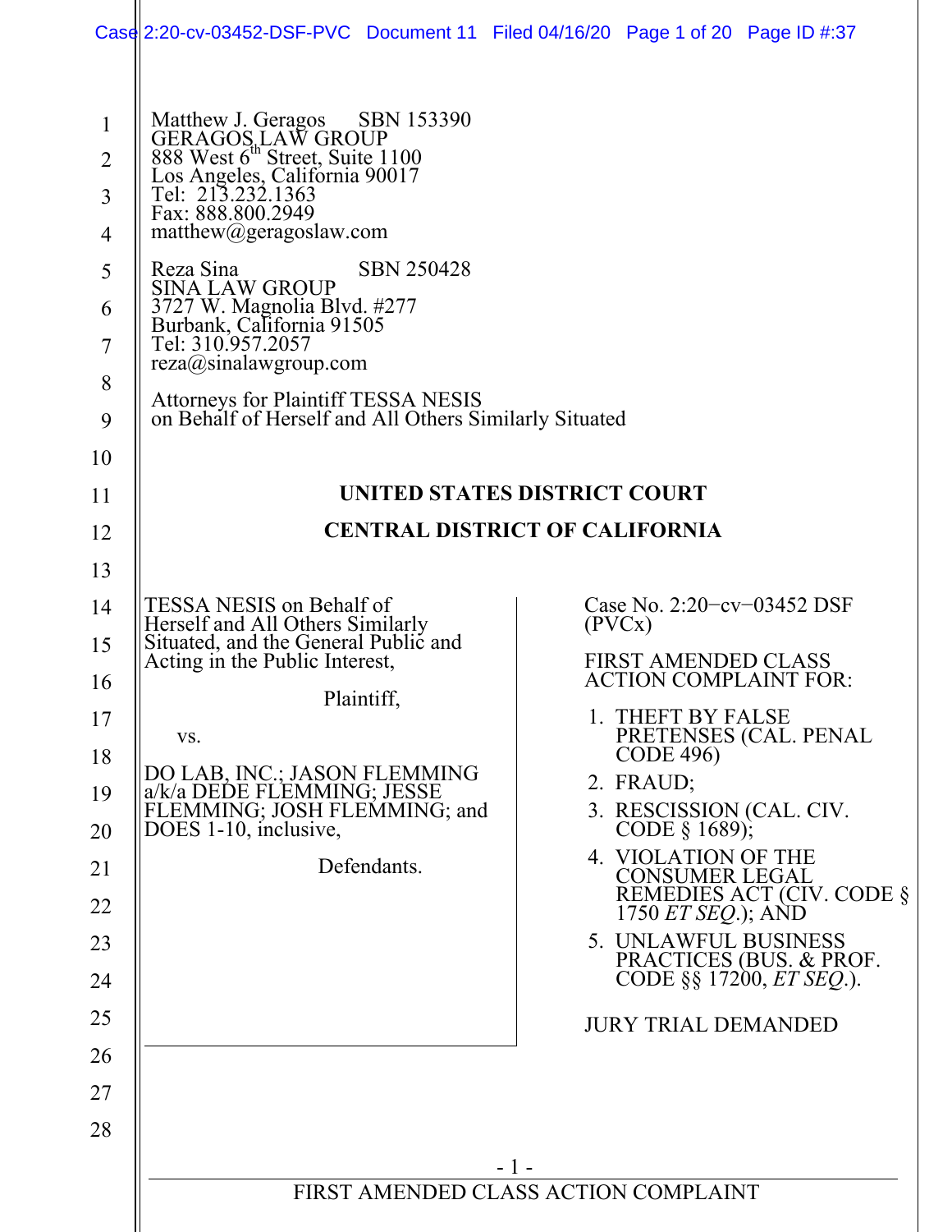Matthew J. Geragos SBN 153390
GERAGOS LAW GROUP
888 West 6th Street, Suite 1100
Los Angeles, California 90017
Tel: 213.232.1363
Fax: 888.800.2949
matthew@geragoslaw.com

Reza Sina SBN 250428
SINA LAW GROUP
3727 W. Magnolia Blvd. #277
Burbank, California 91505
Tel: 310.957.2057
reza@sinalawgroup.com

Attorneys for Plaintiff TESSA NESIS
on Behalf of Herself and All Others Similarly Situated

**UNITED STATES DISTRICT COURT**

**CENTRAL DISTRICT OF CALIFORNIA**

TESSA NESIS on Behalf of Herself and All Others Similarly Situated, and the General Public and Acting in the Public Interest,

Plaintiff,

vs.

DO LAB, INC.; JASON FLEMMING a/k/a DEDE FLEMMING; JESSE FLEMMING; JOSH FLEMMING; and DOES 1-10, inclusive,

Defendants.

Case No. 2:20−cv−03452 DSF (PVCx)

FIRST AMENDED CLASS ACTION COMPLAINT FOR:

1. THEFT BY FALSE PRETENSES (CAL. PENAL CODE 496)
2. FRAUD;
3. RESCISSION (CAL. CIV. CODE § 1689);
4. VIOLATION OF THE CONSUMER LEGAL REMEDIES ACT (CIV. CODE § 1750 *ET SEQ*.); AND
5. UNLAWFUL BUSINESS PRACTICES (BUS. & PROF. CODE §§ 17200, *ET SEQ*.).

JURY TRIAL DEMANDED

FIRST AMENDED CLASS ACTION COMPLAINT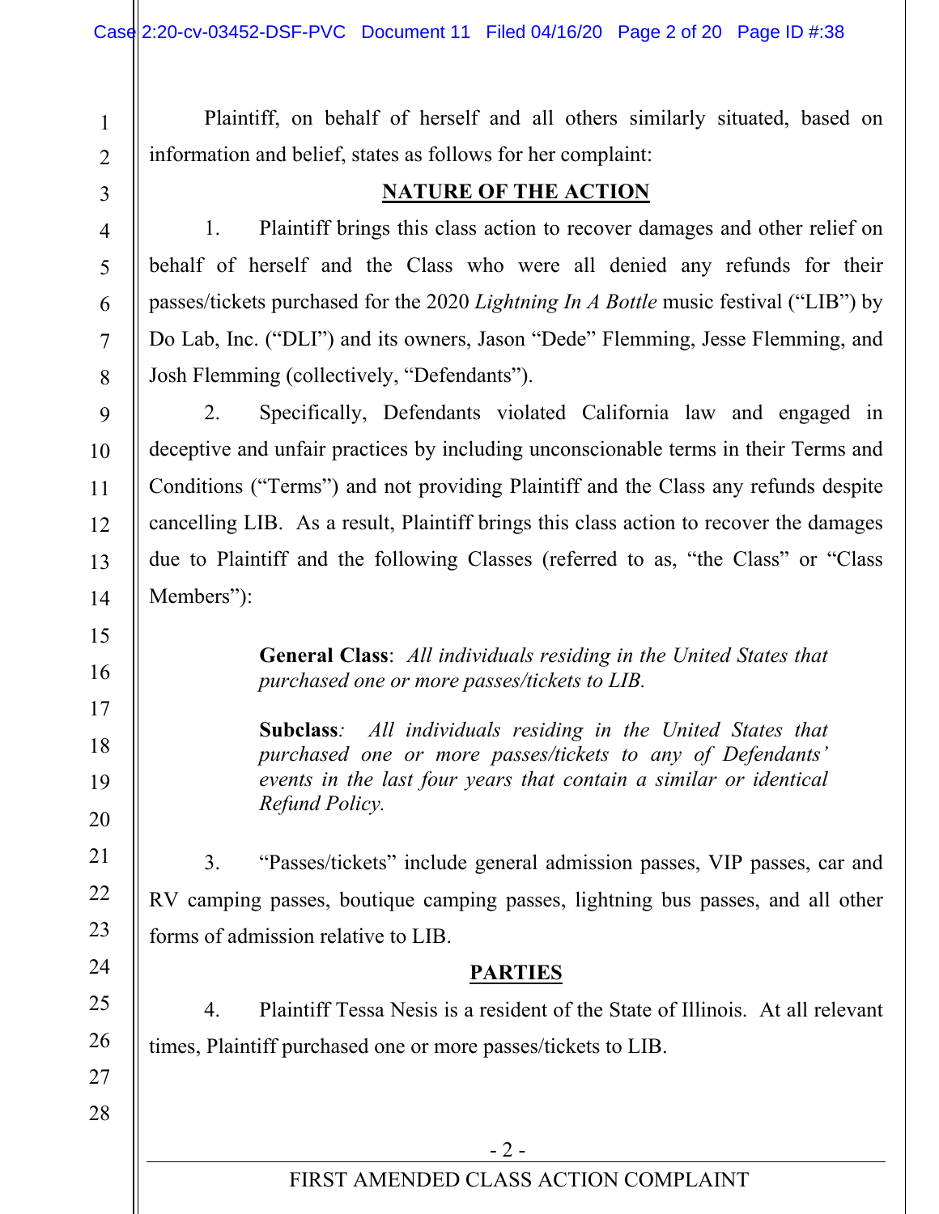Plaintiff, on behalf of herself and all others similarly situated, based on information and belief, states as follows for her complaint:

## NATURE OF THE ACTION

1. Plaintiff brings this class action to recover damages and other relief on behalf of herself and the Class who were all denied any refunds for their passes/tickets purchased for the 2020 *Lightning In A Bottle* music festival ("LIB") by Do Lab, Inc. ("DLI") and its owners, Jason "Dede" Flemming, Jesse Flemming, and Josh Flemming (collectively, "Defendants").

2. Specifically, Defendants violated California law and engaged in deceptive and unfair practices by including unconscionable terms in their Terms and Conditions ("Terms") and not providing Plaintiff and the Class any refunds despite cancelling LIB. As a result, Plaintiff brings this class action to recover the damages due to Plaintiff and the following Classes (referred to as, "the Class" or "Class Members"):

> **General Class**: *All individuals residing in the United States that purchased one or more passes/tickets to LIB.*
>
> **Subclass***:* *All individuals residing in the United States that purchased one or more passes/tickets to any of Defendants' events in the last four years that contain a similar or identical Refund Policy.*

3. "Passes/tickets" include general admission passes, VIP passes, car and RV camping passes, boutique camping passes, lightning bus passes, and all other forms of admission relative to LIB.

## PARTIES

4. Plaintiff Tessa Nesis is a resident of the State of Illinois. At all relevant times, Plaintiff purchased one or more passes/tickets to LIB.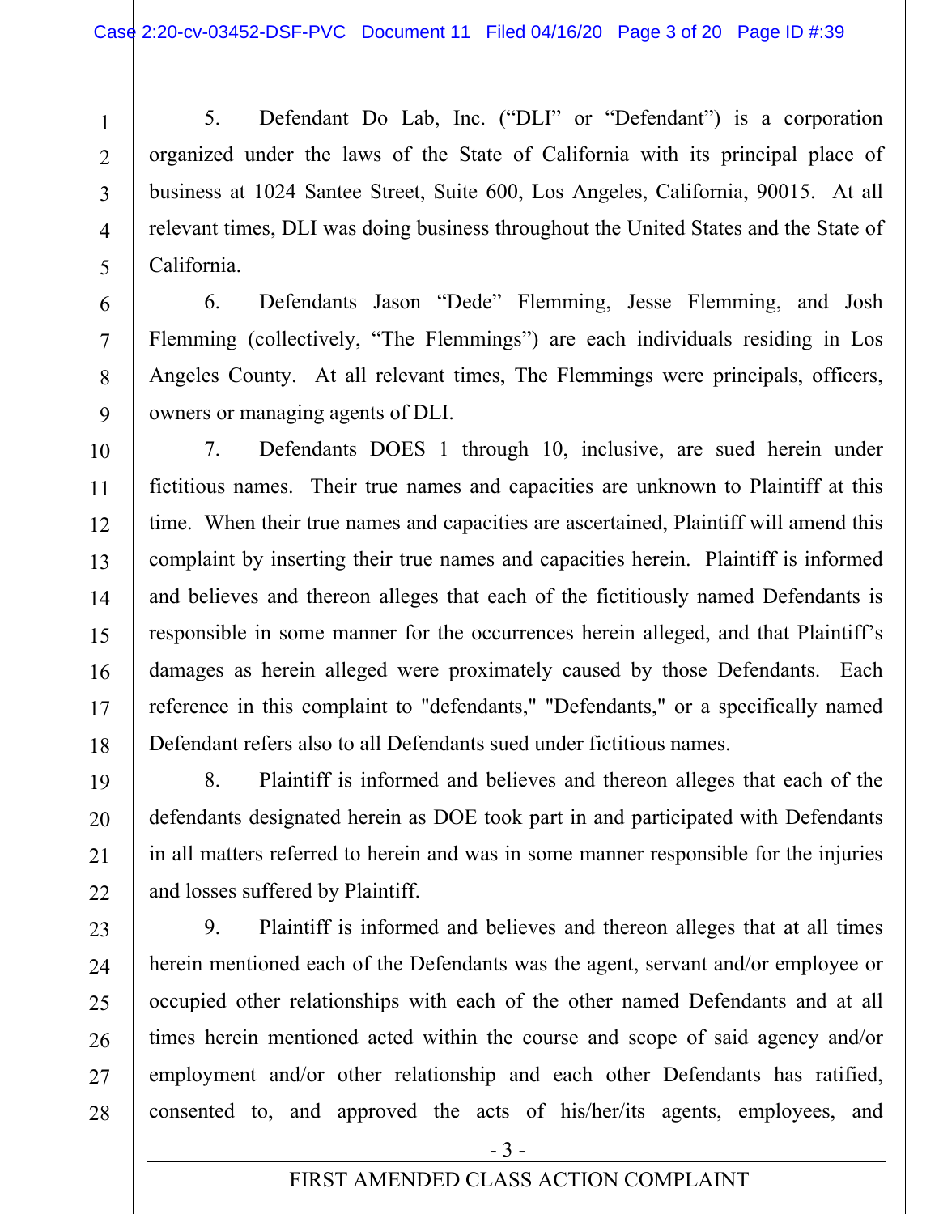5. Defendant Do Lab, Inc. ("DLI" or "Defendant") is a corporation organized under the laws of the State of California with its principal place of business at 1024 Santee Street, Suite 600, Los Angeles, California, 90015. At all relevant times, DLI was doing business throughout the United States and the State of California.

6. Defendants Jason "Dede" Flemming, Jesse Flemming, and Josh Flemming (collectively, "The Flemmings") are each individuals residing in Los Angeles County. At all relevant times, The Flemmings were principals, officers, owners or managing agents of DLI.

7. Defendants DOES 1 through 10, inclusive, are sued herein under fictitious names. Their true names and capacities are unknown to Plaintiff at this time. When their true names and capacities are ascertained, Plaintiff will amend this complaint by inserting their true names and capacities herein. Plaintiff is informed and believes and thereon alleges that each of the fictitiously named Defendants is responsible in some manner for the occurrences herein alleged, and that Plaintiff's damages as herein alleged were proximately caused by those Defendants. Each reference in this complaint to "defendants," "Defendants," or a specifically named Defendant refers also to all Defendants sued under fictitious names.

8. Plaintiff is informed and believes and thereon alleges that each of the defendants designated herein as DOE took part in and participated with Defendants in all matters referred to herein and was in some manner responsible for the injuries and losses suffered by Plaintiff.

9. Plaintiff is informed and believes and thereon alleges that at all times herein mentioned each of the Defendants was the agent, servant and/or employee or occupied other relationships with each of the other named Defendants and at all times herein mentioned acted within the course and scope of said agency and/or employment and/or other relationship and each other Defendants has ratified, consented to, and approved the acts of his/her/its agents, employees, and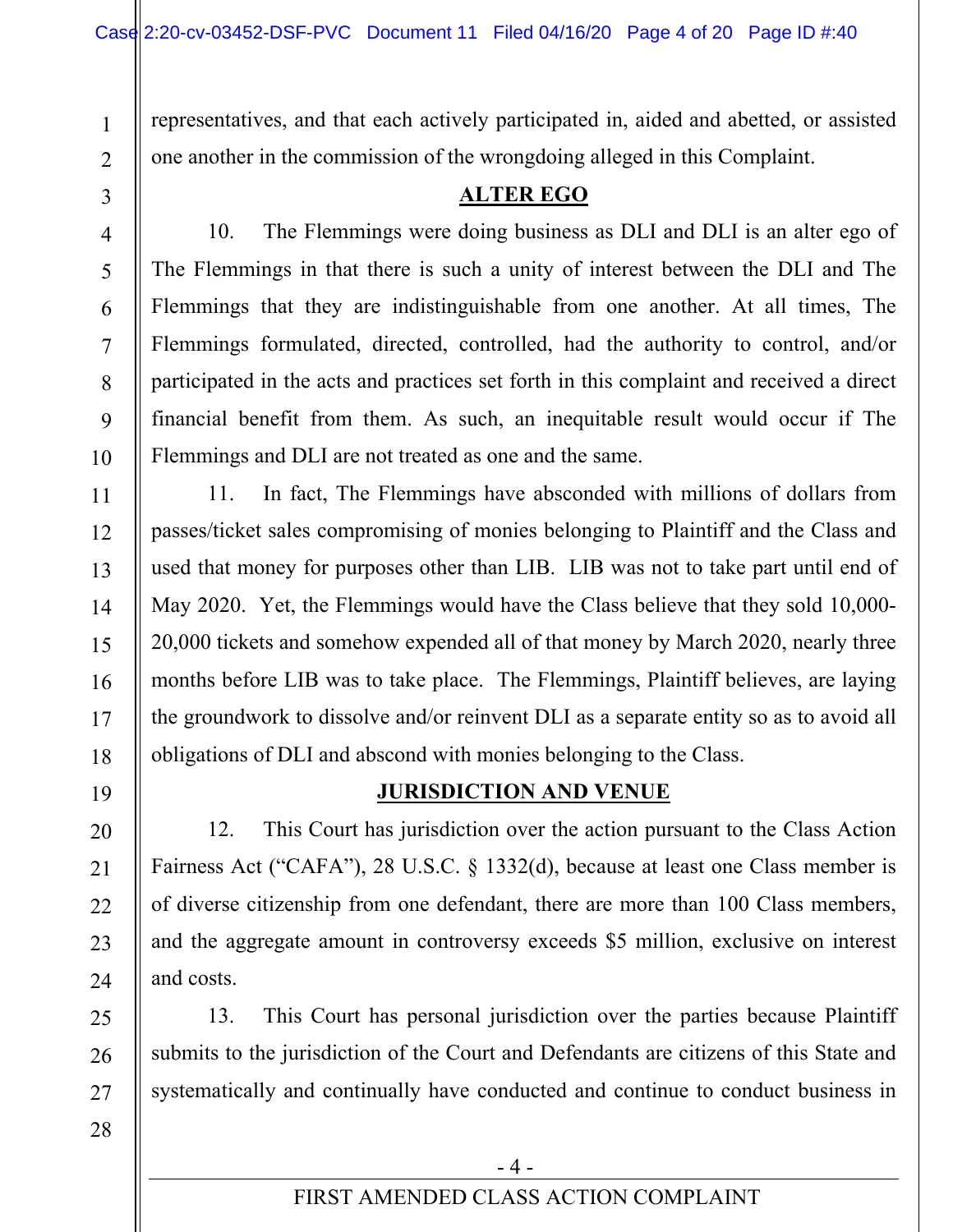representatives, and that each actively participated in, aided and abetted, or assisted one another in the commission of the wrongdoing alleged in this Complaint.

## ALTER EGO

10. The Flemmings were doing business as DLI and DLI is an alter ego of The Flemmings in that there is such a unity of interest between the DLI and The Flemmings that they are indistinguishable from one another. At all times, The Flemmings formulated, directed, controlled, had the authority to control, and/or participated in the acts and practices set forth in this complaint and received a direct financial benefit from them. As such, an inequitable result would occur if The Flemmings and DLI are not treated as one and the same.

11. In fact, The Flemmings have absconded with millions of dollars from passes/ticket sales compromising of monies belonging to Plaintiff and the Class and used that money for purposes other than LIB. LIB was not to take part until end of May 2020. Yet, the Flemmings would have the Class believe that they sold 10,000-20,000 tickets and somehow expended all of that money by March 2020, nearly three months before LIB was to take place. The Flemmings, Plaintiff believes, are laying the groundwork to dissolve and/or reinvent DLI as a separate entity so as to avoid all obligations of DLI and abscond with monies belonging to the Class.

## JURISDICTION AND VENUE

12. This Court has jurisdiction over the action pursuant to the Class Action Fairness Act ("CAFA"), 28 U.S.C. § 1332(d), because at least one Class member is of diverse citizenship from one defendant, there are more than 100 Class members, and the aggregate amount in controversy exceeds $5 million, exclusive on interest and costs.

13. This Court has personal jurisdiction over the parties because Plaintiff submits to the jurisdiction of the Court and Defendants are citizens of this State and systematically and continually have conducted and continue to conduct business in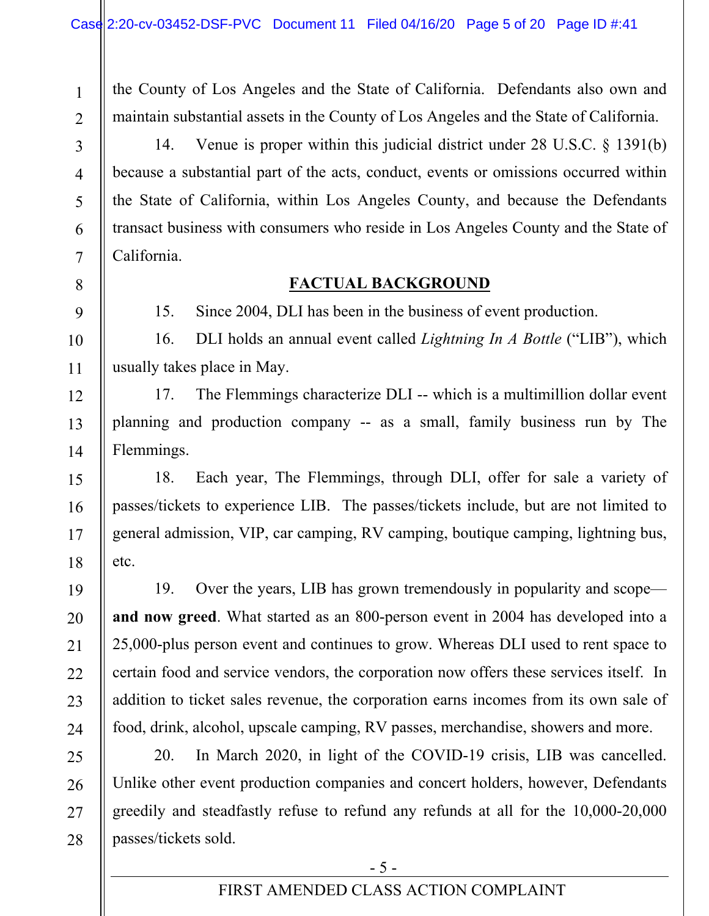the County of Los Angeles and the State of California. Defendants also own and maintain substantial assets in the County of Los Angeles and the State of California.

14. Venue is proper within this judicial district under 28 U.S.C. § 1391(b) because a substantial part of the acts, conduct, events or omissions occurred within the State of California, within Los Angeles County, and because the Defendants transact business with consumers who reside in Los Angeles County and the State of California.

## FACTUAL BACKGROUND

15. Since 2004, DLI has been in the business of event production.

16. DLI holds an annual event called *Lightning In A Bottle* ("LIB"), which usually takes place in May.

17. The Flemmings characterize DLI -- which is a multimillion dollar event planning and production company -- as a small, family business run by The Flemmings.

18. Each year, The Flemmings, through DLI, offer for sale a variety of passes/tickets to experience LIB. The passes/tickets include, but are not limited to general admission, VIP, car camping, RV camping, boutique camping, lightning bus, etc.

19. Over the years, LIB has grown tremendously in popularity and scope—**and now greed**. What started as an 800-person event in 2004 has developed into a 25,000-plus person event and continues to grow. Whereas DLI used to rent space to certain food and service vendors, the corporation now offers these services itself. In addition to ticket sales revenue, the corporation earns incomes from its own sale of food, drink, alcohol, upscale camping, RV passes, merchandise, showers and more.

20. In March 2020, in light of the COVID-19 crisis, LIB was cancelled. Unlike other event production companies and concert holders, however, Defendants greedily and steadfastly refuse to refund any refunds at all for the 10,000-20,000 passes/tickets sold.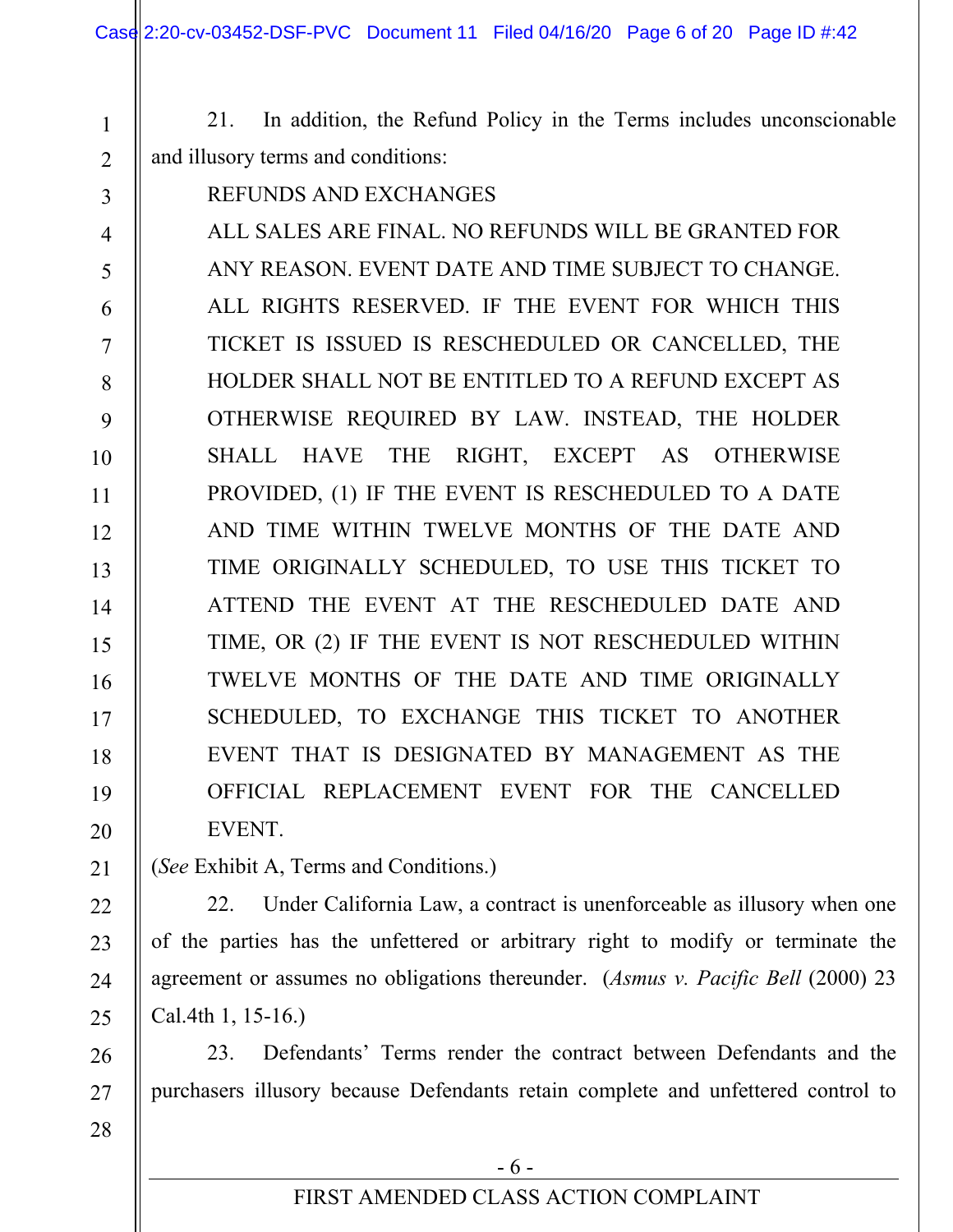21. In addition, the Refund Policy in the Terms includes unconscionable and illusory terms and conditions:

> REFUNDS AND EXCHANGES
>
> ALL SALES ARE FINAL. NO REFUNDS WILL BE GRANTED FOR ANY REASON. EVENT DATE AND TIME SUBJECT TO CHANGE. ALL RIGHTS RESERVED. IF THE EVENT FOR WHICH THIS TICKET IS ISSUED IS RESCHEDULED OR CANCELLED, THE HOLDER SHALL NOT BE ENTITLED TO A REFUND EXCEPT AS OTHERWISE REQUIRED BY LAW. INSTEAD, THE HOLDER SHALL HAVE THE RIGHT, EXCEPT AS OTHERWISE PROVIDED, (1) IF THE EVENT IS RESCHEDULED TO A DATE AND TIME WITHIN TWELVE MONTHS OF THE DATE AND TIME ORIGINALLY SCHEDULED, TO USE THIS TICKET TO ATTEND THE EVENT AT THE RESCHEDULED DATE AND TIME, OR (2) IF THE EVENT IS NOT RESCHEDULED WITHIN TWELVE MONTHS OF THE DATE AND TIME ORIGINALLY SCHEDULED, TO EXCHANGE THIS TICKET TO ANOTHER EVENT THAT IS DESIGNATED BY MANAGEMENT AS THE OFFICIAL REPLACEMENT EVENT FOR THE CANCELLED EVENT.

(*See* Exhibit A, Terms and Conditions.)

22. Under California Law, a contract is unenforceable as illusory when one of the parties has the unfettered or arbitrary right to modify or terminate the agreement or assumes no obligations thereunder. (*Asmus v. Pacific Bell* (2000) 23 Cal.4th 1, 15-16.)

23. Defendants' Terms render the contract between Defendants and the purchasers illusory because Defendants retain complete and unfettered control to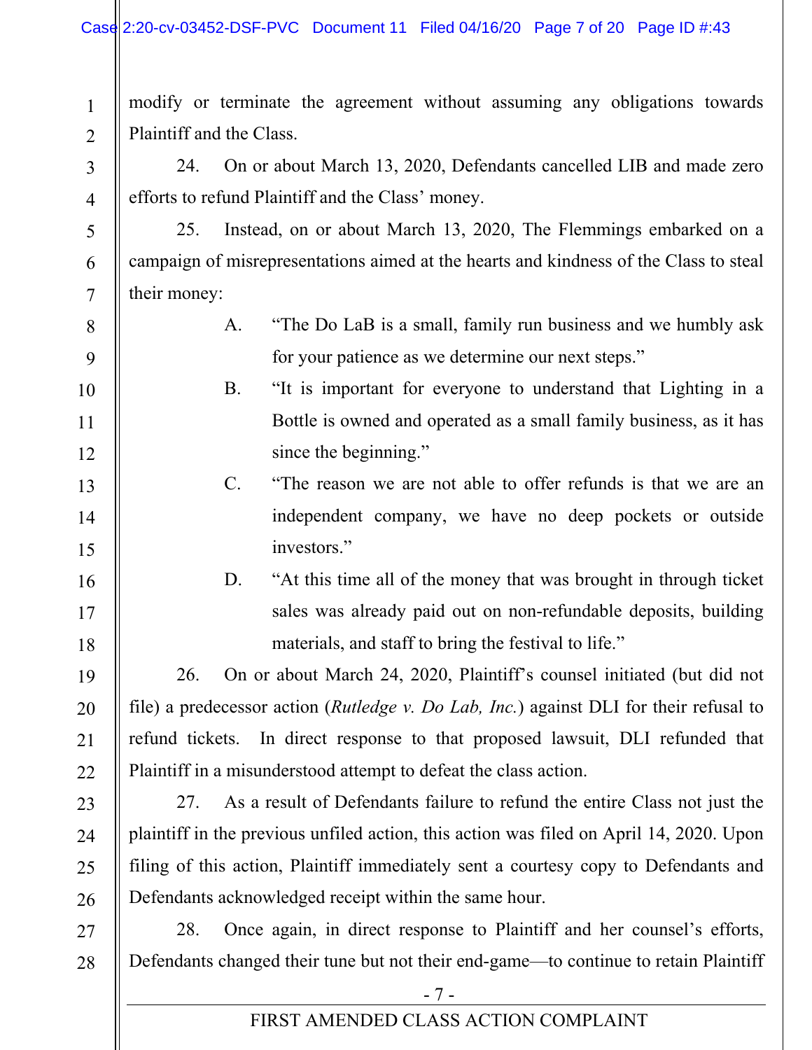modify or terminate the agreement without assuming any obligations towards Plaintiff and the Class.

24. On or about March 13, 2020, Defendants cancelled LIB and made zero efforts to refund Plaintiff and the Class' money.

25. Instead, on or about March 13, 2020, The Flemmings embarked on a campaign of misrepresentations aimed at the hearts and kindness of the Class to steal their money:

A. "The Do LaB is a small, family run business and we humbly ask for your patience as we determine our next steps."

B. "It is important for everyone to understand that Lighting in a Bottle is owned and operated as a small family business, as it has since the beginning."

C. "The reason we are not able to offer refunds is that we are an independent company, we have no deep pockets or outside investors."

D. "At this time all of the money that was brought in through ticket sales was already paid out on non-refundable deposits, building materials, and staff to bring the festival to life."

26. On or about March 24, 2020, Plaintiff's counsel initiated (but did not file) a predecessor action (*Rutledge v. Do Lab, Inc.*) against DLI for their refusal to refund tickets. In direct response to that proposed lawsuit, DLI refunded that Plaintiff in a misunderstood attempt to defeat the class action.

27. As a result of Defendants failure to refund the entire Class not just the plaintiff in the previous unfiled action, this action was filed on April 14, 2020. Upon filing of this action, Plaintiff immediately sent a courtesy copy to Defendants and Defendants acknowledged receipt within the same hour.

28. Once again, in direct response to Plaintiff and her counsel's efforts, Defendants changed their tune but not their end-game—to continue to retain Plaintiff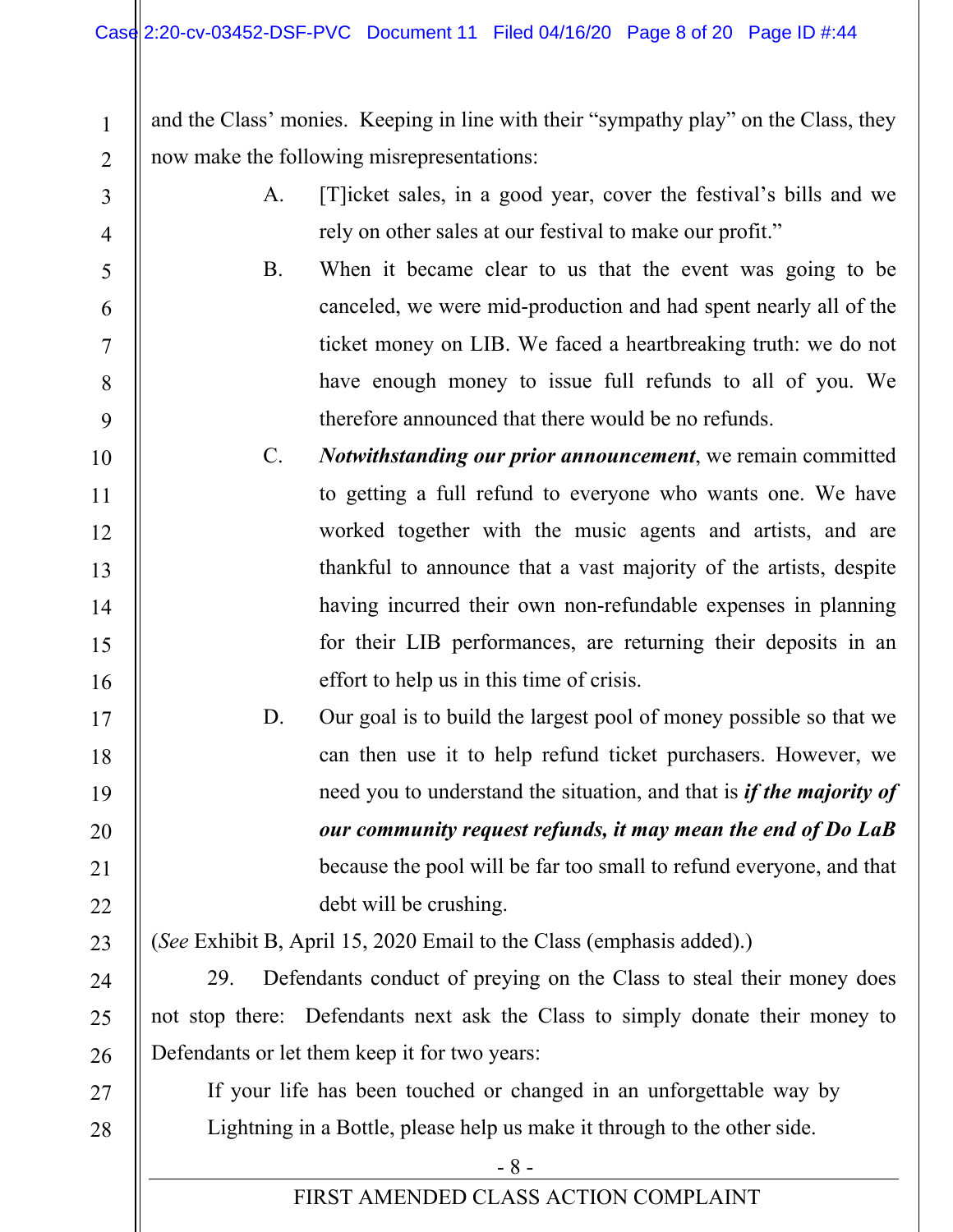and the Class' monies. Keeping in line with their "sympathy play" on the Class, they now make the following misrepresentations:

A. [T]icket sales, in a good year, cover the festival's bills and we rely on other sales at our festival to make our profit."

B. When it became clear to us that the event was going to be canceled, we were mid-production and had spent nearly all of the ticket money on LIB. We faced a heartbreaking truth: we do not have enough money to issue full refunds to all of you. We therefore announced that there would be no refunds.

C. ***Notwithstanding our prior announcement***, we remain committed to getting a full refund to everyone who wants one. We have worked together with the music agents and artists, and are thankful to announce that a vast majority of the artists, despite having incurred their own non-refundable expenses in planning for their LIB performances, are returning their deposits in an effort to help us in this time of crisis.

D. Our goal is to build the largest pool of money possible so that we can then use it to help refund ticket purchasers. However, we need you to understand the situation, and that is ***if the majority of our community request refunds, it may mean the end of Do LaB*** because the pool will be far too small to refund everyone, and that debt will be crushing.

(*See* Exhibit B, April 15, 2020 Email to the Class (emphasis added).)

29. Defendants conduct of preying on the Class to steal their money does not stop there: Defendants next ask the Class to simply donate their money to Defendants or let them keep it for two years:

> If your life has been touched or changed in an unforgettable way by Lightning in a Bottle, please help us make it through to the other side.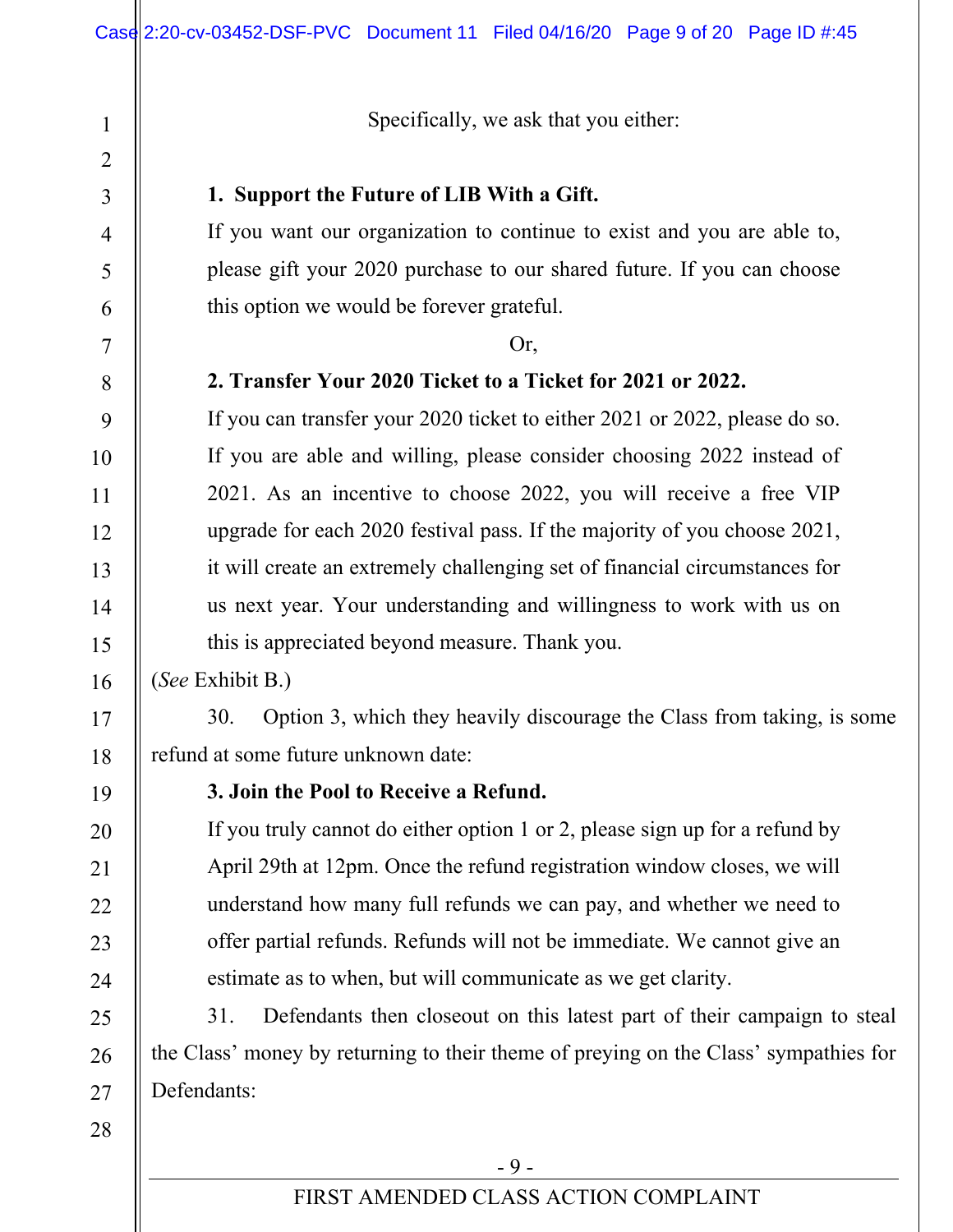Specifically, we ask that you either:

> **1. Support the Future of LIB With a Gift.**
>
> If you want our organization to continue to exist and you are able to, please gift your 2020 purchase to our shared future. If you can choose this option we would be forever grateful.
>
> Or,
>
> **2. Transfer Your 2020 Ticket to a Ticket for 2021 or 2022.**
>
> If you can transfer your 2020 ticket to either 2021 or 2022, please do so. If you are able and willing, please consider choosing 2022 instead of 2021. As an incentive to choose 2022, you will receive a free VIP upgrade for each 2020 festival pass. If the majority of you choose 2021, it will create an extremely challenging set of financial circumstances for us next year. Your understanding and willingness to work with us on this is appreciated beyond measure. Thank you.

(*See* Exhibit B.)

30. Option 3, which they heavily discourage the Class from taking, is some refund at some future unknown date:

> **3. Join the Pool to Receive a Refund.**
>
> If you truly cannot do either option 1 or 2, please sign up for a refund by April 29th at 12pm. Once the refund registration window closes, we will understand how many full refunds we can pay, and whether we need to offer partial refunds. Refunds will not be immediate. We cannot give an estimate as to when, but will communicate as we get clarity.

31. Defendants then closeout on this latest part of their campaign to steal the Class' money by returning to their theme of preying on the Class' sympathies for Defendants: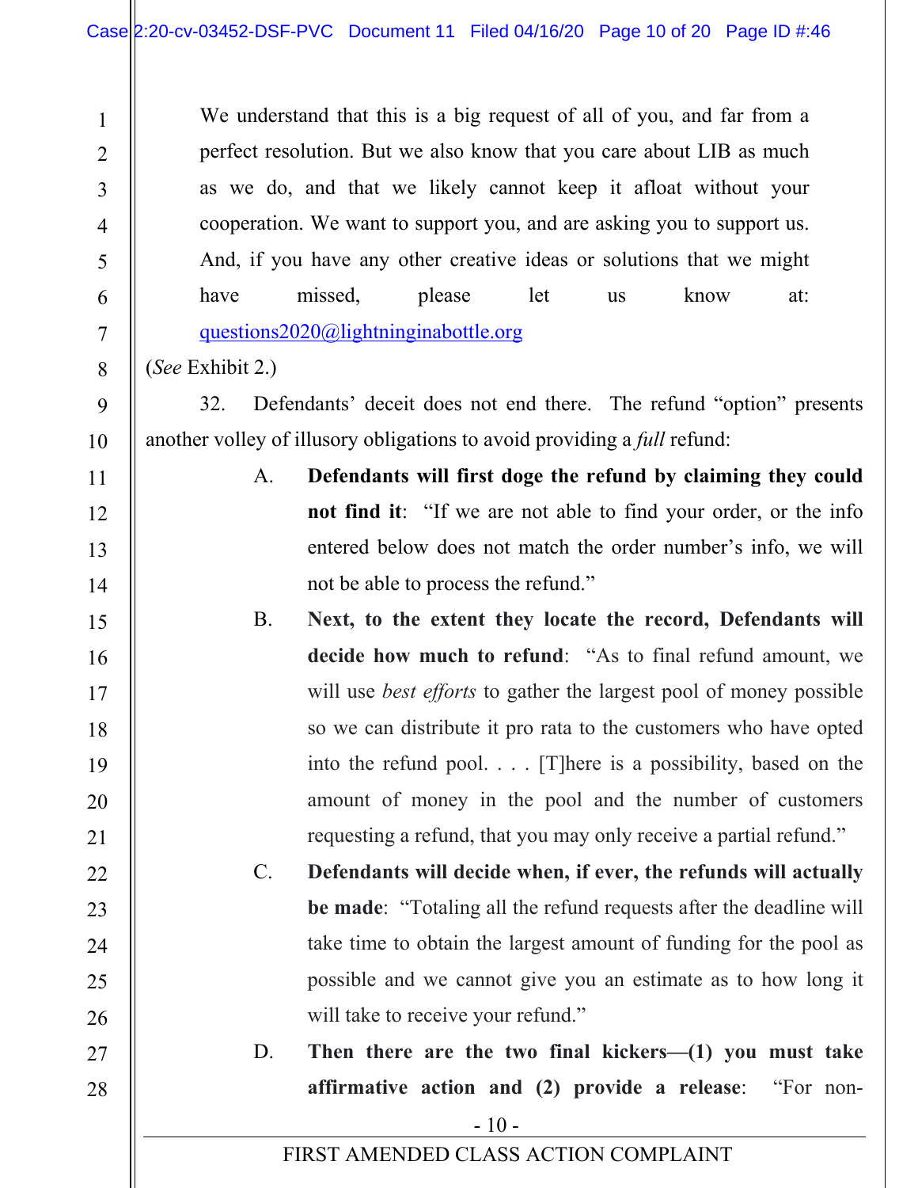We understand that this is a big request of all of you, and far from a perfect resolution. But we also know that you care about LIB as much as we do, and that we likely cannot keep it afloat without your cooperation. We want to support you, and are asking you to support us. And, if you have any other creative ideas or solutions that we might have missed, please let us know at: questions2020@lightninginabottle.org

(*See* Exhibit 2.)

32. Defendants' deceit does not end there. The refund "option" presents another volley of illusory obligations to avoid providing a *full* refund:

A. **Defendants will first doge the refund by claiming they could not find it**: "If we are not able to find your order, or the info entered below does not match the order number's info, we will not be able to process the refund."

B. **Next, to the extent they locate the record, Defendants will decide how much to refund**: "As to final refund amount, we will use *best efforts* to gather the largest pool of money possible so we can distribute it pro rata to the customers who have opted into the refund pool. . . . [T]here is a possibility, based on the amount of money in the pool and the number of customers requesting a refund, that you may only receive a partial refund."

C. **Defendants will decide when, if ever, the refunds will actually be made**: "Totaling all the refund requests after the deadline will take time to obtain the largest amount of funding for the pool as possible and we cannot give you an estimate as to how long it will take to receive your refund."

D. **Then there are the two final kickers—(1) you must take affirmative action and (2) provide a release**: "For non-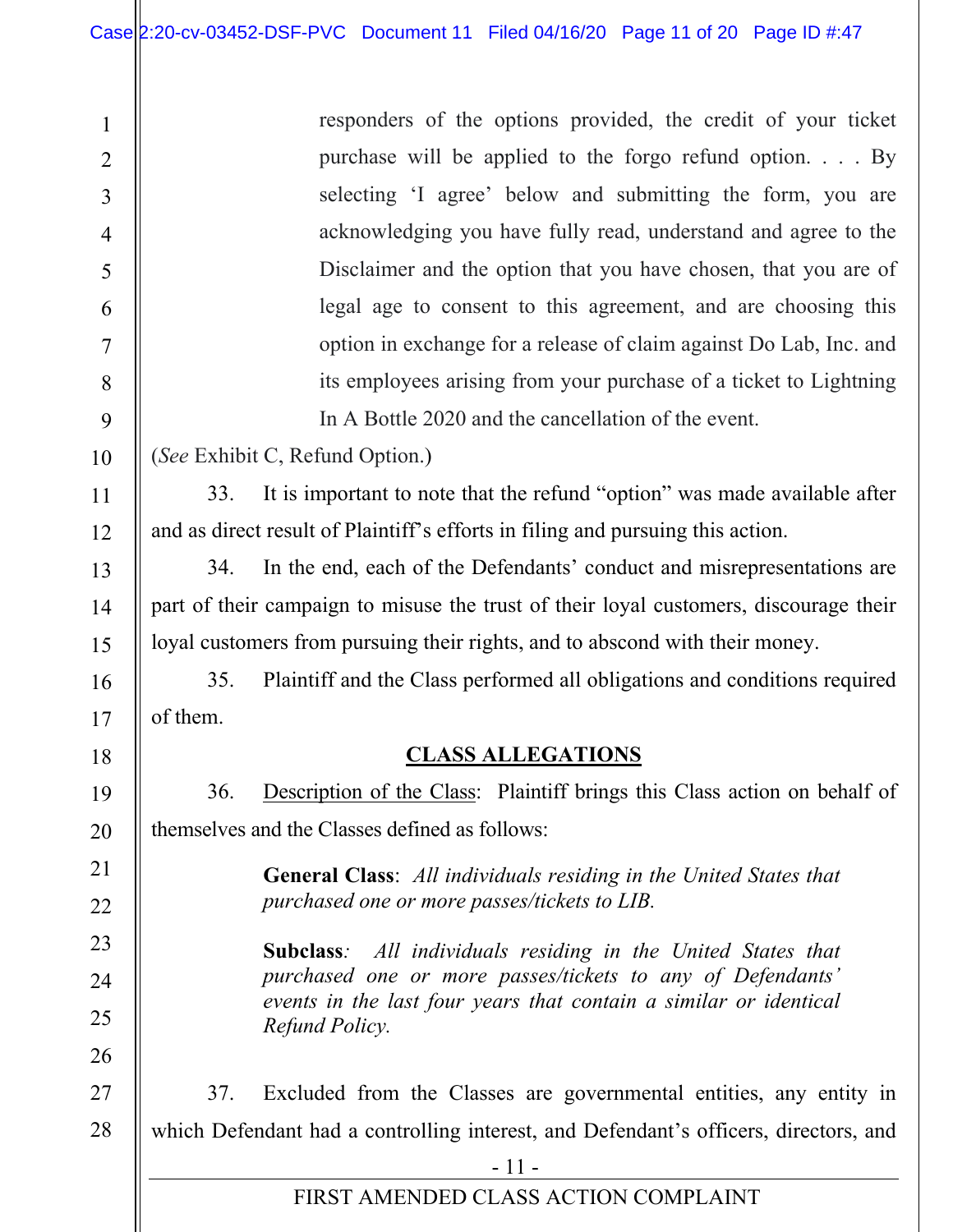> responders of the options provided, the credit of your ticket purchase will be applied to the forgo refund option. . . . By selecting 'I agree' below and submitting the form, you are acknowledging you have fully read, understand and agree to the Disclaimer and the option that you have chosen, that you are of legal age to consent to this agreement, and are choosing this option in exchange for a release of claim against Do Lab, Inc. and its employees arising from your purchase of a ticket to Lightning In A Bottle 2020 and the cancellation of the event.

(*See* Exhibit C, Refund Option.)

33. It is important to note that the refund "option" was made available after and as direct result of Plaintiff's efforts in filing and pursuing this action.

34. In the end, each of the Defendants' conduct and misrepresentations are part of their campaign to misuse the trust of their loyal customers, discourage their loyal customers from pursuing their rights, and to abscond with their money.

35. Plaintiff and the Class performed all obligations and conditions required of them.

## CLASS ALLEGATIONS

36. Description of the Class: Plaintiff brings this Class action on behalf of themselves and the Classes defined as follows:

> **General Class**: *All individuals residing in the United States that purchased one or more passes/tickets to LIB.*
>
> **Subclass***: All individuals residing in the United States that purchased one or more passes/tickets to any of Defendants' events in the last four years that contain a similar or identical Refund Policy.*

37. Excluded from the Classes are governmental entities, any entity in which Defendant had a controlling interest, and Defendant's officers, directors, and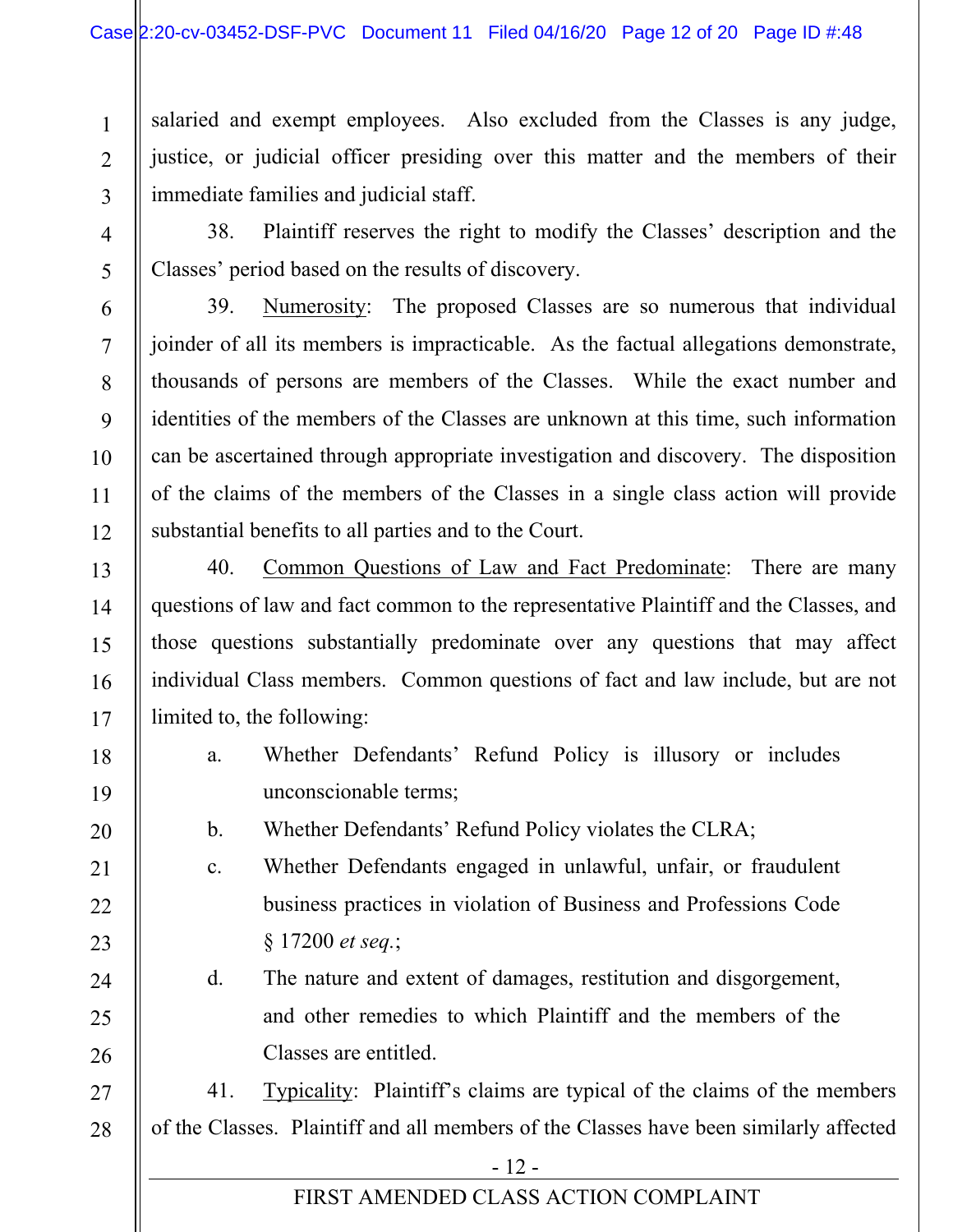salaried and exempt employees. Also excluded from the Classes is any judge, justice, or judicial officer presiding over this matter and the members of their immediate families and judicial staff.

38. Plaintiff reserves the right to modify the Classes' description and the Classes' period based on the results of discovery.

39. <u>Numerosity</u>: The proposed Classes are so numerous that individual joinder of all its members is impracticable. As the factual allegations demonstrate, thousands of persons are members of the Classes. While the exact number and identities of the members of the Classes are unknown at this time, such information can be ascertained through appropriate investigation and discovery. The disposition of the claims of the members of the Classes in a single class action will provide substantial benefits to all parties and to the Court.

40. <u>Common Questions of Law and Fact Predominate</u>: There are many questions of law and fact common to the representative Plaintiff and the Classes, and those questions substantially predominate over any questions that may affect individual Class members. Common questions of fact and law include, but are not limited to, the following:

a. Whether Defendants' Refund Policy is illusory or includes unconscionable terms;

b. Whether Defendants' Refund Policy violates the CLRA;

c. Whether Defendants engaged in unlawful, unfair, or fraudulent business practices in violation of Business and Professions Code § 17200 *et seq.*;

d. The nature and extent of damages, restitution and disgorgement, and other remedies to which Plaintiff and the members of the Classes are entitled.

41. <u>Typicality</u>: Plaintiff's claims are typical of the claims of the members of the Classes. Plaintiff and all members of the Classes have been similarly affected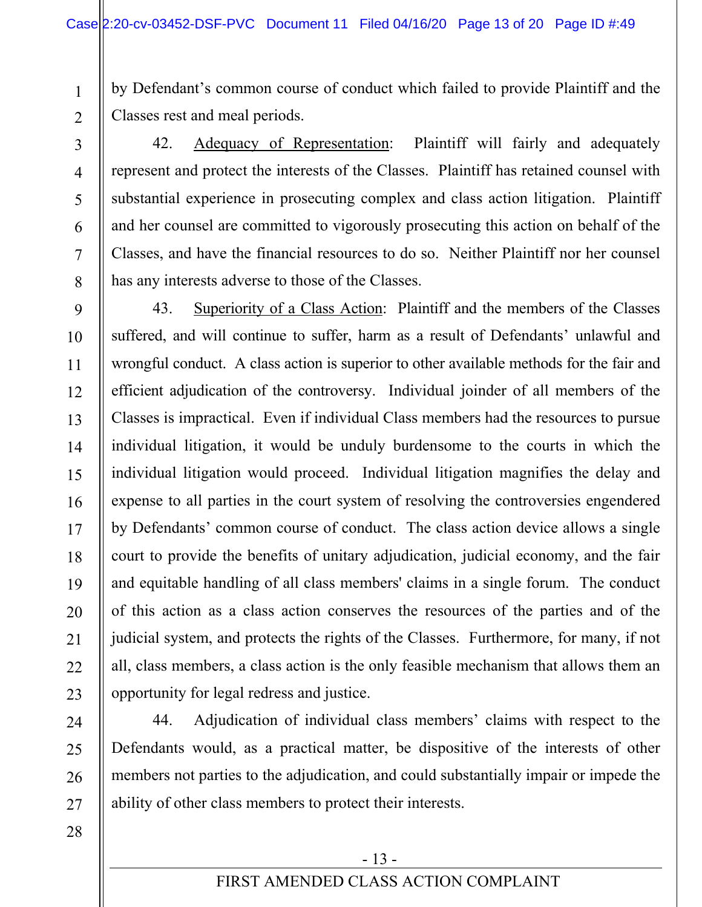by Defendant's common course of conduct which failed to provide Plaintiff and the Classes rest and meal periods.

42. Adequacy of Representation: Plaintiff will fairly and adequately represent and protect the interests of the Classes. Plaintiff has retained counsel with substantial experience in prosecuting complex and class action litigation. Plaintiff and her counsel are committed to vigorously prosecuting this action on behalf of the Classes, and have the financial resources to do so. Neither Plaintiff nor her counsel has any interests adverse to those of the Classes.

43. Superiority of a Class Action: Plaintiff and the members of the Classes suffered, and will continue to suffer, harm as a result of Defendants' unlawful and wrongful conduct. A class action is superior to other available methods for the fair and efficient adjudication of the controversy. Individual joinder of all members of the Classes is impractical. Even if individual Class members had the resources to pursue individual litigation, it would be unduly burdensome to the courts in which the individual litigation would proceed. Individual litigation magnifies the delay and expense to all parties in the court system of resolving the controversies engendered by Defendants' common course of conduct. The class action device allows a single court to provide the benefits of unitary adjudication, judicial economy, and the fair and equitable handling of all class members' claims in a single forum. The conduct of this action as a class action conserves the resources of the parties and of the judicial system, and protects the rights of the Classes. Furthermore, for many, if not all, class members, a class action is the only feasible mechanism that allows them an opportunity for legal redress and justice.

44. Adjudication of individual class members' claims with respect to the Defendants would, as a practical matter, be dispositive of the interests of other members not parties to the adjudication, and could substantially impair or impede the ability of other class members to protect their interests.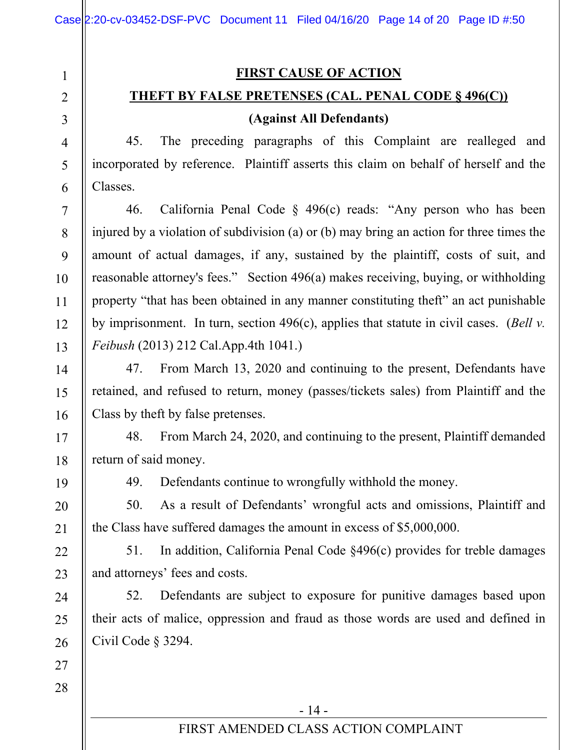**FIRST CAUSE OF ACTION**

**THEFT BY FALSE PRETENSES (CAL. PENAL CODE § 496(C))**

**(Against All Defendants)**

45. The preceding paragraphs of this Complaint are realleged and incorporated by reference. Plaintiff asserts this claim on behalf of herself and the Classes.

46. California Penal Code § 496(c) reads: "Any person who has been injured by a violation of subdivision (a) or (b) may bring an action for three times the amount of actual damages, if any, sustained by the plaintiff, costs of suit, and reasonable attorney's fees." Section 496(a) makes receiving, buying, or withholding property "that has been obtained in any manner constituting theft" an act punishable by imprisonment. In turn, section 496(c), applies that statute in civil cases. (*Bell v. Feibush* (2013) 212 Cal.App.4th 1041.)

47. From March 13, 2020 and continuing to the present, Defendants have retained, and refused to return, money (passes/tickets sales) from Plaintiff and the Class by theft by false pretenses.

48. From March 24, 2020, and continuing to the present, Plaintiff demanded return of said money.

49. Defendants continue to wrongfully withhold the money.

50. As a result of Defendants' wrongful acts and omissions, Plaintiff and the Class have suffered damages the amount in excess of $5,000,000.

51. In addition, California Penal Code §496(c) provides for treble damages and attorneys' fees and costs.

52. Defendants are subject to exposure for punitive damages based upon their acts of malice, oppression and fraud as those words are used and defined in Civil Code § 3294.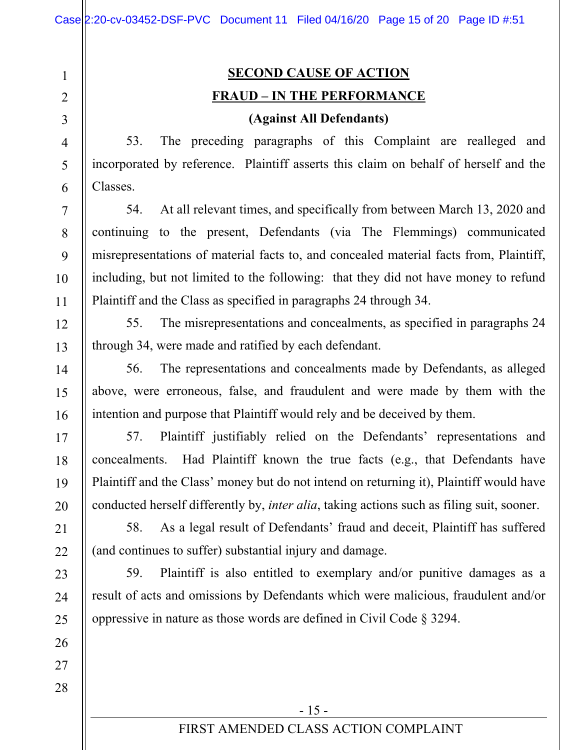## SECOND CAUSE OF ACTION

## FRAUD – IN THE PERFORMANCE

**(Against All Defendants)**

53. The preceding paragraphs of this Complaint are realleged and incorporated by reference. Plaintiff asserts this claim on behalf of herself and the Classes.

54. At all relevant times, and specifically from between March 13, 2020 and continuing to the present, Defendants (via The Flemmings) communicated misrepresentations of material facts to, and concealed material facts from, Plaintiff, including, but not limited to the following: that they did not have money to refund Plaintiff and the Class as specified in paragraphs 24 through 34.

55. The misrepresentations and concealments, as specified in paragraphs 24 through 34, were made and ratified by each defendant.

56. The representations and concealments made by Defendants, as alleged above, were erroneous, false, and fraudulent and were made by them with the intention and purpose that Plaintiff would rely and be deceived by them.

57. Plaintiff justifiably relied on the Defendants' representations and concealments. Had Plaintiff known the true facts (e.g., that Defendants have Plaintiff and the Class' money but do not intend on returning it), Plaintiff would have conducted herself differently by, *inter alia*, taking actions such as filing suit, sooner.

58. As a legal result of Defendants' fraud and deceit, Plaintiff has suffered (and continues to suffer) substantial injury and damage.

59. Plaintiff is also entitled to exemplary and/or punitive damages as a result of acts and omissions by Defendants which were malicious, fraudulent and/or oppressive in nature as those words are defined in Civil Code § 3294.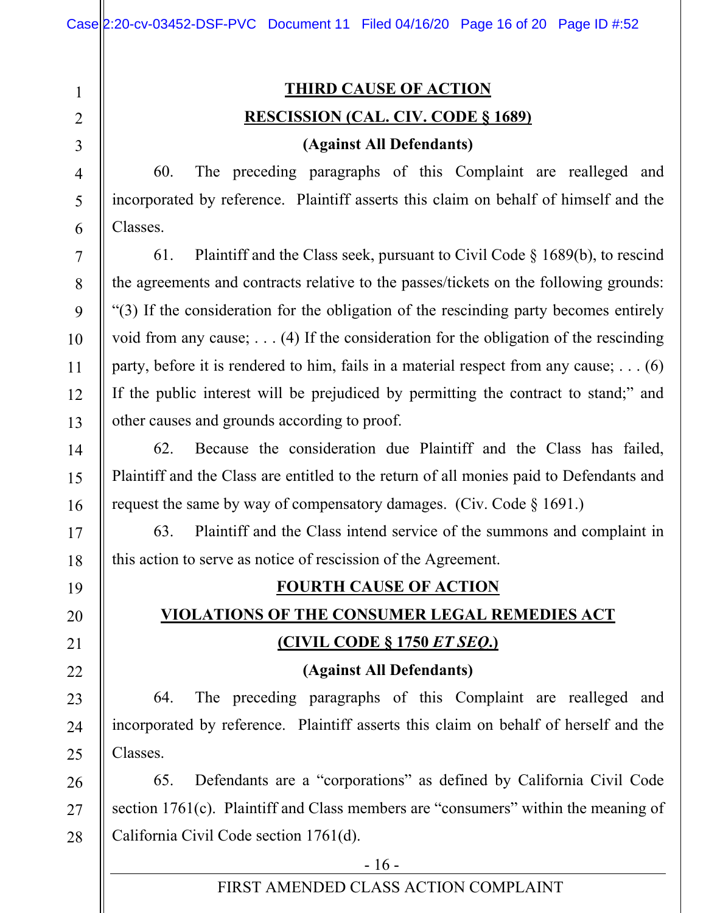**THIRD CAUSE OF ACTION**

**RESCISSION (CAL. CIV. CODE § 1689)**

**(Against All Defendants)**

60. The preceding paragraphs of this Complaint are realleged and incorporated by reference. Plaintiff asserts this claim on behalf of himself and the Classes.

61. Plaintiff and the Class seek, pursuant to Civil Code § 1689(b), to rescind the agreements and contracts relative to the passes/tickets on the following grounds: "(3) If the consideration for the obligation of the rescinding party becomes entirely void from any cause; . . . (4) If the consideration for the obligation of the rescinding party, before it is rendered to him, fails in a material respect from any cause; . . . (6) If the public interest will be prejudiced by permitting the contract to stand;" and other causes and grounds according to proof.

62. Because the consideration due Plaintiff and the Class has failed, Plaintiff and the Class are entitled to the return of all monies paid to Defendants and request the same by way of compensatory damages. (Civ. Code § 1691.)

63. Plaintiff and the Class intend service of the summons and complaint in this action to serve as notice of rescission of the Agreement.

**FOURTH CAUSE OF ACTION**

**VIOLATIONS OF THE CONSUMER LEGAL REMEDIES ACT**

**(CIVIL CODE § 1750 *ET SEQ.*)**

**(Against All Defendants)**

64. The preceding paragraphs of this Complaint are realleged and incorporated by reference. Plaintiff asserts this claim on behalf of herself and the Classes.

65. Defendants are a "corporations" as defined by California Civil Code section 1761(c). Plaintiff and Class members are "consumers" within the meaning of California Civil Code section 1761(d).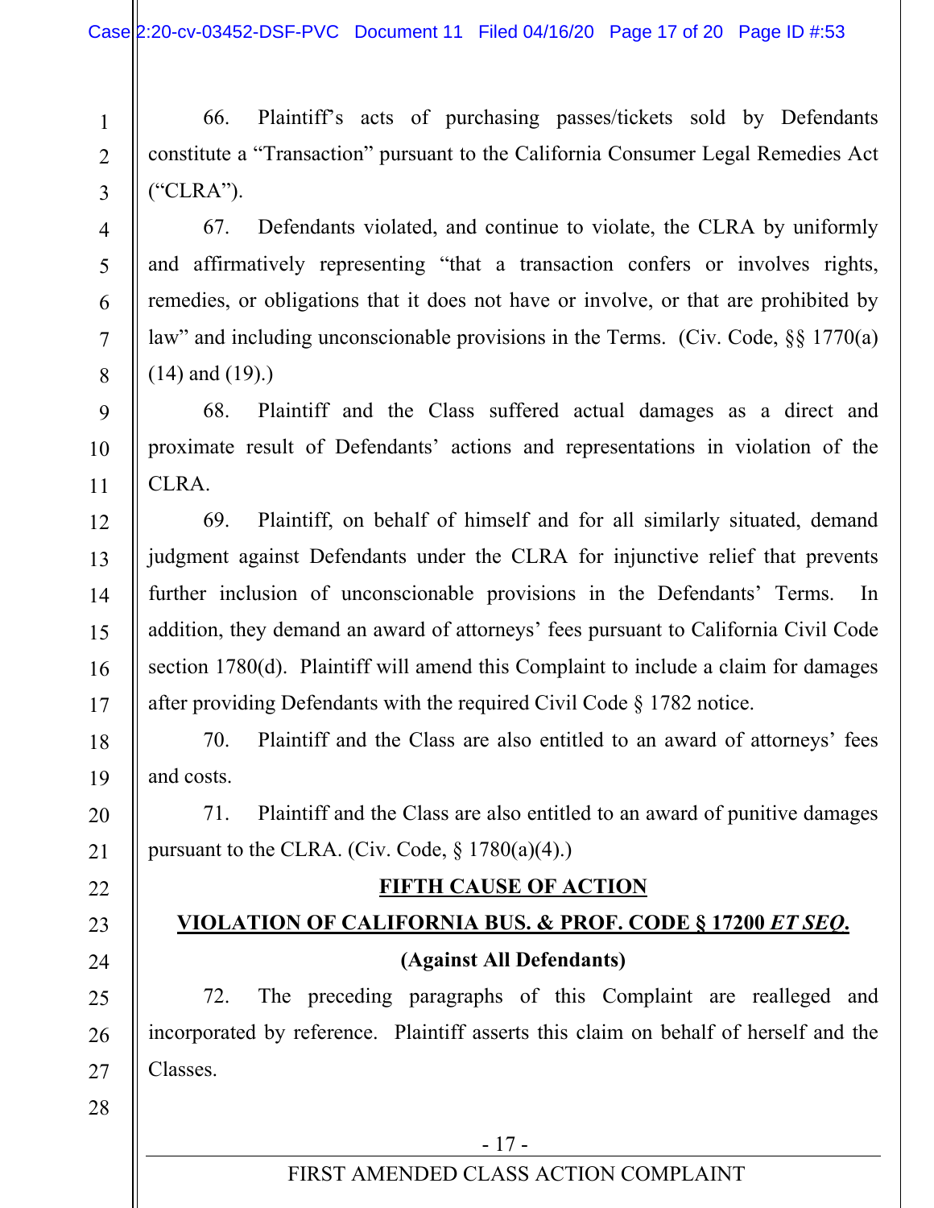66. Plaintiff's acts of purchasing passes/tickets sold by Defendants constitute a "Transaction" pursuant to the California Consumer Legal Remedies Act ("CLRA").

67. Defendants violated, and continue to violate, the CLRA by uniformly and affirmatively representing "that a transaction confers or involves rights, remedies, or obligations that it does not have or involve, or that are prohibited by law" and including unconscionable provisions in the Terms. (Civ. Code, §§ 1770(a)(14) and (19).)

68. Plaintiff and the Class suffered actual damages as a direct and proximate result of Defendants' actions and representations in violation of the CLRA.

69. Plaintiff, on behalf of himself and for all similarly situated, demand judgment against Defendants under the CLRA for injunctive relief that prevents further inclusion of unconscionable provisions in the Defendants' Terms. In addition, they demand an award of attorneys' fees pursuant to California Civil Code section 1780(d). Plaintiff will amend this Complaint to include a claim for damages after providing Defendants with the required Civil Code § 1782 notice.

70. Plaintiff and the Class are also entitled to an award of attorneys' fees and costs.

71. Plaintiff and the Class are also entitled to an award of punitive damages pursuant to the CLRA. (Civ. Code, § 1780(a)(4).)

## FIFTH CAUSE OF ACTION

## VIOLATION OF CALIFORNIA BUS. & PROF. CODE § 17200 *ET SEQ*.

**(Against All Defendants)**

72. The preceding paragraphs of this Complaint are realleged and incorporated by reference. Plaintiff asserts this claim on behalf of herself and the Classes.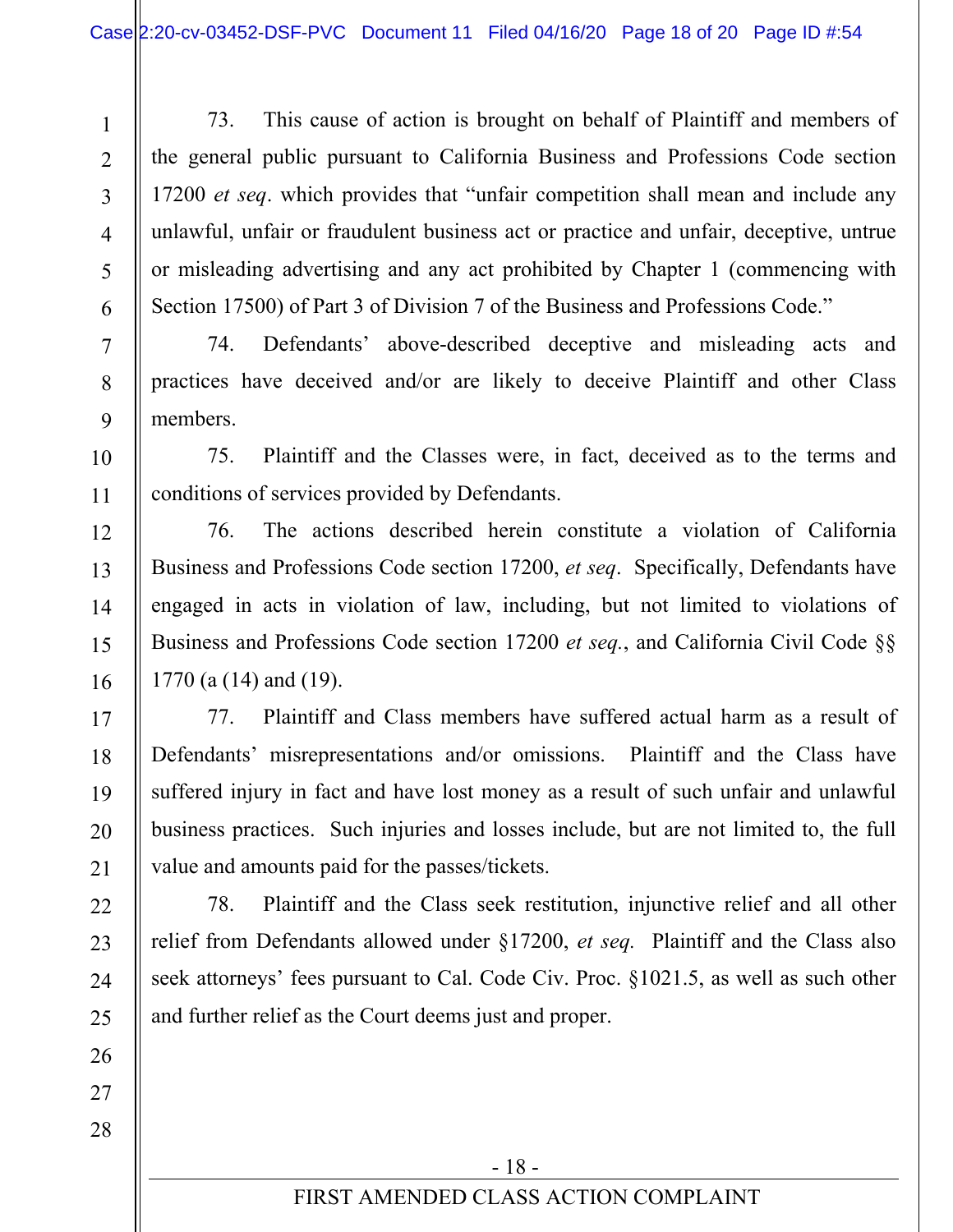73. This cause of action is brought on behalf of Plaintiff and members of the general public pursuant to California Business and Professions Code section 17200 *et seq*. which provides that "unfair competition shall mean and include any unlawful, unfair or fraudulent business act or practice and unfair, deceptive, untrue or misleading advertising and any act prohibited by Chapter 1 (commencing with Section 17500) of Part 3 of Division 7 of the Business and Professions Code."

74. Defendants' above-described deceptive and misleading acts and practices have deceived and/or are likely to deceive Plaintiff and other Class members.

75. Plaintiff and the Classes were, in fact, deceived as to the terms and conditions of services provided by Defendants.

76. The actions described herein constitute a violation of California Business and Professions Code section 17200, *et seq*. Specifically, Defendants have engaged in acts in violation of law, including, but not limited to violations of Business and Professions Code section 17200 *et seq.*, and California Civil Code §§ 1770 (a (14) and (19).

77. Plaintiff and Class members have suffered actual harm as a result of Defendants' misrepresentations and/or omissions. Plaintiff and the Class have suffered injury in fact and have lost money as a result of such unfair and unlawful business practices. Such injuries and losses include, but are not limited to, the full value and amounts paid for the passes/tickets.

78. Plaintiff and the Class seek restitution, injunctive relief and all other relief from Defendants allowed under §17200, *et seq.* Plaintiff and the Class also seek attorneys' fees pursuant to Cal. Code Civ. Proc. §1021.5, as well as such other and further relief as the Court deems just and proper.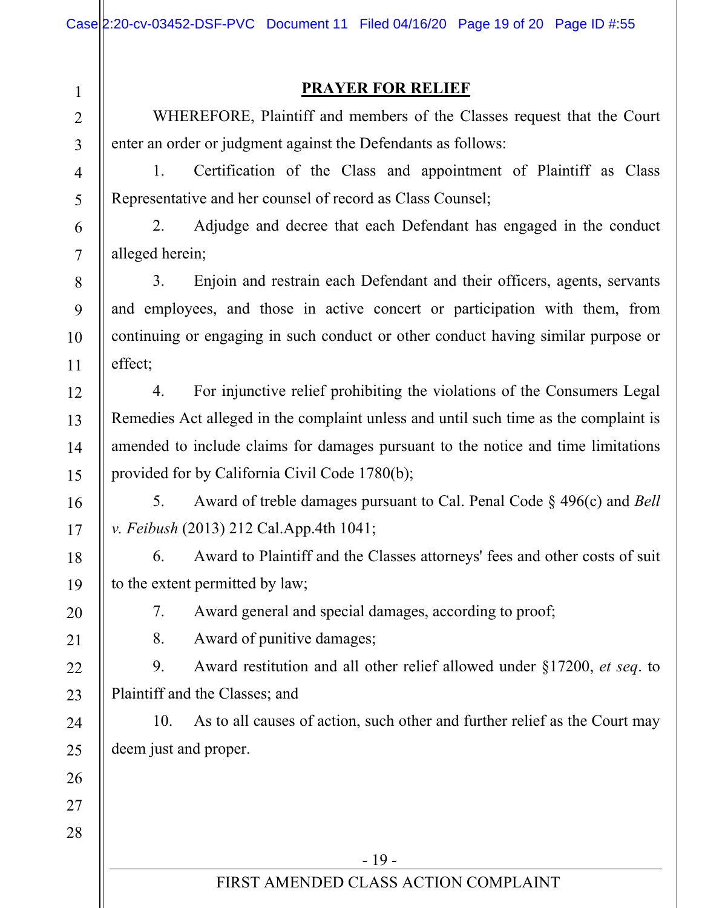## PRAYER FOR RELIEF

WHEREFORE, Plaintiff and members of the Classes request that the Court enter an order or judgment against the Defendants as follows:

1. Certification of the Class and appointment of Plaintiff as Class Representative and her counsel of record as Class Counsel;

2. Adjudge and decree that each Defendant has engaged in the conduct alleged herein;

3. Enjoin and restrain each Defendant and their officers, agents, servants and employees, and those in active concert or participation with them, from continuing or engaging in such conduct or other conduct having similar purpose or effect;

4. For injunctive relief prohibiting the violations of the Consumers Legal Remedies Act alleged in the complaint unless and until such time as the complaint is amended to include claims for damages pursuant to the notice and time limitations provided for by California Civil Code 1780(b);

5. Award of treble damages pursuant to Cal. Penal Code § 496(c) and *Bell v. Feibush* (2013) 212 Cal.App.4th 1041;

6. Award to Plaintiff and the Classes attorneys' fees and other costs of suit to the extent permitted by law;

7. Award general and special damages, according to proof;

8. Award of punitive damages;

9. Award restitution and all other relief allowed under §17200, *et seq*. to Plaintiff and the Classes; and

10. As to all causes of action, such other and further relief as the Court may deem just and proper.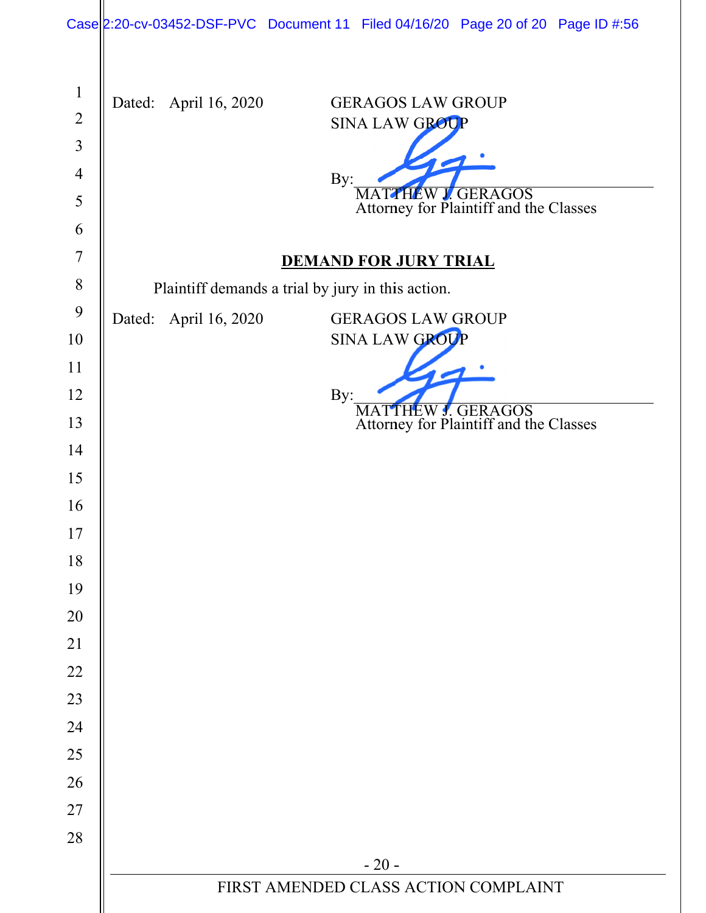Dated: April 16, 2020

GERAGOS LAW GROUP
SINA LAW GROUP

By: ______________________
MATTHEW J. GERAGOS
Attorney for Plaintiff and the Classes

**DEMAND FOR JURY TRIAL**

Plaintiff demands a trial by jury in this action.

Dated: April 16, 2020

GERAGOS LAW GROUP
SINA LAW GROUP

By: ______________________
MATTHEW J. GERAGOS
Attorney for Plaintiff and the Classes